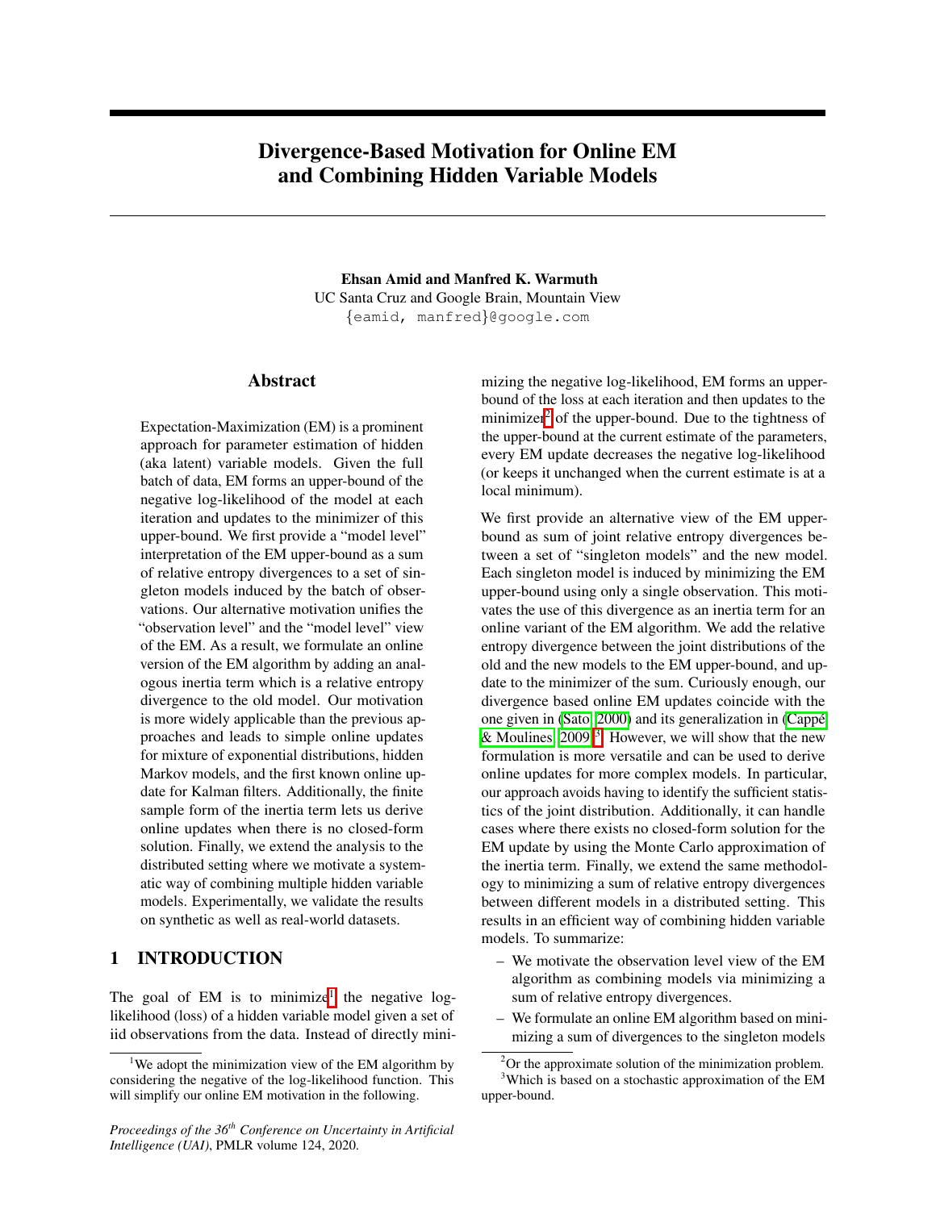# Divergence-Based Motivation for Online EM and Combining Hidden Variable Models

**Ehsan Amid and Manfred K. Warmuth**
UC Santa Cruz and Google Brain, Mountain View
{eamid, manfred}@google.com

## Abstract

Expectation-Maximization (EM) is a prominent approach for parameter estimation of hidden (aka latent) variable models. Given the full batch of data, EM forms an upper-bound of the negative log-likelihood of the model at each iteration and updates to the minimizer of this upper-bound. We first provide a "model level" interpretation of the EM upper-bound as a sum of relative entropy divergences to a set of singleton models induced by the batch of observations. Our alternative motivation unifies the "observation level" and the "model level" view of the EM. As a result, we formulate an online version of the EM algorithm by adding an analogous inertia term which is a relative entropy divergence to the old model. Our motivation is more widely applicable than the previous approaches and leads to simple online updates for mixture of exponential distributions, hidden Markov models, and the first known online update for Kalman filters. Additionally, the finite sample form of the inertia term lets us derive online updates when there is no closed-form solution. Finally, we extend the analysis to the distributed setting where we motivate a systematic way of combining multiple hidden variable models. Experimentally, we validate the results on synthetic as well as real-world datasets.

## 1 INTRODUCTION

The goal of EM is to minimize[1] the negative log-likelihood (loss) of a hidden variable model given a set of iid observations from the data. Instead of directly minimizing the negative log-likelihood, EM forms an upper-bound of the loss at each iteration and then updates to the minimizer[2] of the upper-bound. Due to the tightness of the upper-bound at the current estimate of the parameters, every EM update decreases the negative log-likelihood (or keeps it unchanged when the current estimate is at a local minimum).

We first provide an alternative view of the EM upper-bound as sum of joint relative entropy divergences between a set of "singleton models" and the new model. Each singleton model is induced by minimizing the EM upper-bound using only a single observation. This motivates the use of this divergence as an inertia term for an online variant of the EM algorithm. We add the relative entropy divergence between the joint distributions of the old and the new models to the EM upper-bound, and update to the minimizer of the sum. Curiously enough, our divergence based online EM updates coincide with the one given in (Sato, 2000) and its generalization in (Cappé & Moulines, 2009)[3]. However, we will show that the new formulation is more versatile and can be used to derive online updates for more complex models. In particular, our approach avoids having to identify the sufficient statistics of the joint distribution. Additionally, it can handle cases where there exists no closed-form solution for the EM update by using the Monte Carlo approximation of the inertia term. Finally, we extend the same methodology to minimizing a sum of relative entropy divergences between different models in a distributed setting. This results in an efficient way of combining hidden variable models. To summarize:

- We motivate the observation level view of the EM algorithm as combining models via minimizing a sum of relative entropy divergences.
- We formulate an online EM algorithm based on minimizing a sum of divergences to the singleton models

[1] We adopt the minimization view of the EM algorithm by considering the negative of the log-likelihood function. This will simplify our online EM motivation in the following.

[2] Or the approximate solution of the minimization problem.

[3] Which is based on a stochastic approximation of the EM upper-bound.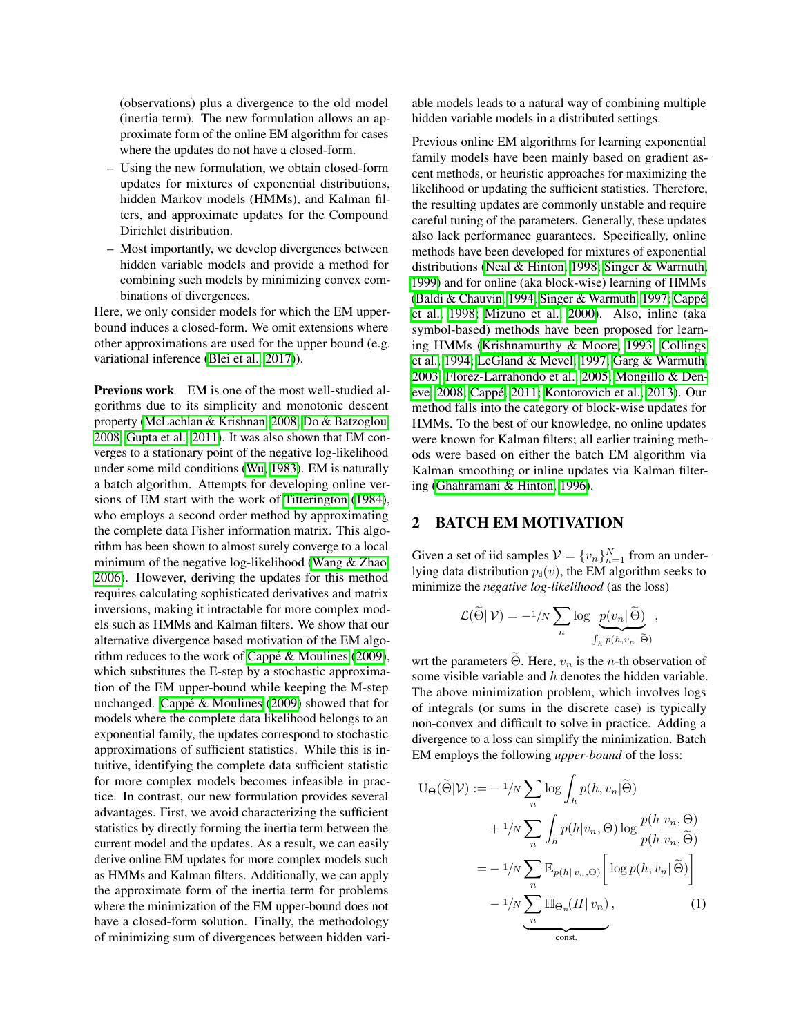(observations) plus a divergence to the old model (inertia term). The new formulation allows an approximate form of the online EM algorithm for cases where the updates do not have a closed-form.

- Using the new formulation, we obtain closed-form updates for mixtures of exponential distributions, hidden Markov models (HMMs), and Kalman filters, and approximate updates for the Compound Dirichlet distribution.
- Most importantly, we develop divergences between hidden variable models and provide a method for combining such models by minimizing convex combinations of divergences.

Here, we only consider models for which the EM upper-bound induces a closed-form. We omit extensions where other approximations are used for the upper bound (e.g. variational inference (Blei et al., 2017)).

**Previous work** EM is one of the most well-studied algorithms due to its simplicity and monotonic descent property (McLachlan & Krishnan, 2008; Do & Batzoglou, 2008; Gupta et al., 2011). It was also shown that EM converges to a stationary point of the negative log-likelihood under some mild conditions (Wu, 1983). EM is naturally a batch algorithm. Attempts for developing online versions of EM start with the work of Titterington (1984), who employs a second order method by approximating the complete data Fisher information matrix. This algorithm has been shown to almost surely converge to a local minimum of the negative log-likelihood (Wang & Zhao, 2006). However, deriving the updates for this method requires calculating sophisticated derivatives and matrix inversions, making it intractable for more complex models such as HMMs and Kalman filters. We show that our alternative divergence based motivation of the EM algorithm reduces to the work of Cappé & Moulines (2009), which substitutes the E-step by a stochastic approximation of the EM upper-bound while keeping the M-step unchanged. Cappé & Moulines (2009) showed that for models where the complete data likelihood belongs to an exponential family, the updates correspond to stochastic approximations of sufficient statistics. While this is intuitive, identifying the complete data sufficient statistic for more complex models becomes infeasible in practice. In contrast, our new formulation provides several advantages. First, we avoid characterizing the sufficient statistics by directly forming the inertia term between the current model and the updates. As a result, we can easily derive online EM updates for more complex models such as HMMs and Kalman filters. Additionally, we can apply the approximate form of the inertia term for problems where the minimization of the EM upper-bound does not have a closed-form solution. Finally, the methodology of minimizing sum of divergences between hidden variable models leads to a natural way of combining multiple hidden variable models in a distributed settings.

Previous online EM algorithms for learning exponential family models have been mainly based on gradient ascent methods, or heuristic approaches for maximizing the likelihood or updating the sufficient statistics. Therefore, the resulting updates are commonly unstable and require careful tuning of the parameters. Generally, these updates also lack performance guarantees. Specifically, online methods have been developed for mixtures of exponential distributions (Neal & Hinton, 1998; Singer & Warmuth, 1999) and for online (aka block-wise) learning of HMMs (Baldi & Chauvin, 1994; Singer & Warmuth, 1997; Cappé et al., 1998; Mizuno et al., 2000). Also, inline (aka symbol-based) methods have been proposed for learning HMMs (Krishnamurthy & Moore, 1993; Collings et al., 1994; LeGland & Mevel, 1997; Garg & Warmuth, 2003; Florez-Larrahondo et al., 2005; Mongillo & Deneve, 2008; Cappé, 2011; Kontorovich et al., 2013). Our method falls into the category of block-wise updates for HMMs. To the best of our knowledge, no online updates were known for Kalman filters; all earlier training methods were based on either the batch EM algorithm via Kalman smoothing or inline updates via Kalman filtering (Ghahramani & Hinton, 1996).

## 2 BATCH EM MOTIVATION

Given a set of iid samples $\mathcal{V} = \{v_n\}_{n=1}^N$ from an underlying data distribution $p_{\mathrm{d}}(v)$, the EM algorithm seeks to minimize the *negative log-likelihood* (as the loss)

$$\mathcal{L}(\widetilde{\Theta}|\,\mathcal{V}) = -{}^1\!/\!_N \sum_n \log \underbrace{p(v_n|\,\widetilde{\Theta})}_{\int_h p(h,v_n|\,\widetilde{\Theta})}\;,$$

wrt the parameters $\widetilde{\Theta}$. Here, $v_n$ is the $n$-th observation of some visible variable and $h$ denotes the hidden variable. The above minimization problem, which involves logs of integrals (or sums in the discrete case) is typically non-convex and difficult to solve in practice. Adding a divergence to a loss can simplify the minimization. Batch EM employs the following *upper-bound* of the loss:

$$\begin{aligned}
\mathrm{U}_\Theta(\widetilde{\Theta}|\mathcal{V}) :=& -{}^1\!/\!_N \sum_n \log \int_h p(h, v_n|\widetilde{\Theta}) \\
&+ {}^1\!/\!_N \sum_n \int_h p(h|v_n,\Theta) \log \frac{p(h|v_n,\Theta)}{p(h|v_n,\widetilde{\Theta})} \\
=& -{}^1\!/\!_N \sum_n \mathbb{E}_{p(h|\,v_n,\Theta)}\Big[\log p(h,v_n|\,\widetilde{\Theta})\Big] \\
&\underbrace{- {}^1\!/\!_N \sum_n \mathbb{H}_{\Theta_n}(H|\,v_n)}_{\text{const.}}\,,
\end{aligned} \tag{1}$$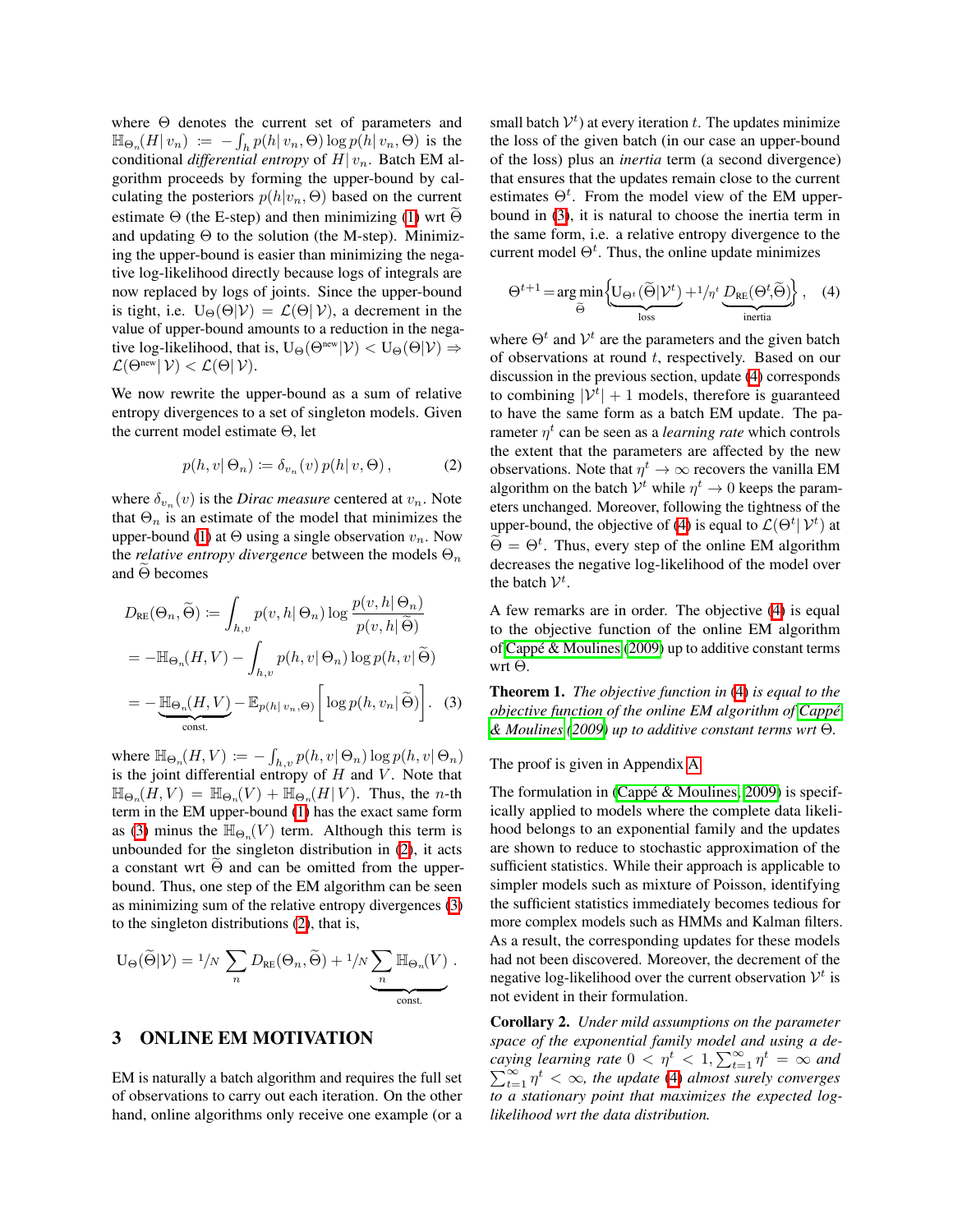where $\Theta$ denotes the current set of parameters and $\mathbb{H}_{\Theta_n}(H|\, v_n) := -\int_h p(h|\, v_n, \Theta) \log p(h|\, v_n, \Theta)$ is the conditional *differential entropy* of $H|\, v_n$. Batch EM algorithm proceeds by forming the upper-bound by calculating the posteriors $p(h|v_n, \Theta)$ based on the current estimate $\Theta$ (the E-step) and then minimizing (1) wrt $\widetilde{\Theta}$ and updating $\Theta$ to the solution (the M-step). Minimizing the upper-bound is easier than minimizing the negative log-likelihood directly because logs of integrals are now replaced by logs of joints. Since the upper-bound is tight, i.e. $\mathrm{U}_\Theta(\Theta|\mathcal{V}) = \mathcal{L}(\Theta|\, \mathcal{V})$, a decrement in the value of upper-bound amounts to a reduction in the negative log-likelihood, that is, $\mathrm{U}_\Theta(\Theta^{\text{new}}|\mathcal{V}) < \mathrm{U}_\Theta(\Theta|\mathcal{V}) \Rightarrow \mathcal{L}(\Theta^{\text{new}}|\, \mathcal{V}) < \mathcal{L}(\Theta|\, \mathcal{V})$.

We now rewrite the upper-bound as a sum of relative entropy divergences to a set of singleton models. Given the current model estimate $\Theta$, let

$$p(h, v|\, \Theta_n) \coloneqq \delta_{v_n}(v)\, p(h|\, v, \Theta)\,, \tag{2}$$

where $\delta_{v_n}(v)$ is the *Dirac measure* centered at $v_n$. Note that $\Theta_n$ is an estimate of the model that minimizes the upper-bound (1) at $\Theta$ using a single observation $v_n$. Now the *relative entropy divergence* between the models $\Theta_n$ and $\widetilde{\Theta}$ becomes

$$\begin{aligned}
D_{\text{RE}}(\Theta_n, \widetilde{\Theta}) &\coloneqq \int_{h,v} p(v, h|\, \Theta_n) \log \frac{p(v, h|\, \Theta_n)}{p(v, h|\, \widetilde{\Theta})} \\
&= -\mathbb{H}_{\Theta_n}(H, V) - \int_{h,v} p(h, v|\, \Theta_n) \log p(h, v|\, \widetilde{\Theta}) \\
&= -\underbrace{\mathbb{H}_{\Theta_n}(H, V)}_{\text{const.}} - \mathbb{E}_{p(h|\, v_n, \Theta)}\Big[\log p(h, v_n|\, \widetilde{\Theta})\Big]. 
\end{aligned} \tag{3}$$

where $\mathbb{H}_{\Theta_n}(H, V) := -\int_{h,v} p(h, v|\, \Theta_n) \log p(h, v|\, \Theta_n)$ is the joint differential entropy of $H$ and $V$. Note that $\mathbb{H}_{\Theta_n}(H, V) = \mathbb{H}_{\Theta_n}(V) + \mathbb{H}_{\Theta_n}(H|\, V)$. Thus, the $n$-th term in the EM upper-bound (1) has the exact same form as (3) minus the $\mathbb{H}_{\Theta_n}(V)$ term. Although this term is unbounded for the singleton distribution in (2), it acts a constant wrt $\widetilde{\Theta}$ and can be omitted from the upper-bound. Thus, one step of the EM algorithm can be seen as minimizing sum of the relative entropy divergences (3) to the singleton distributions (2), that is,

$$\mathrm{U}_\Theta(\widetilde{\Theta}|\mathcal{V}) = {}^1\!/\!_N \sum_n D_{\text{RE}}(\Theta_n, \widetilde{\Theta}) + {}^1\!/\!_N \underbrace{\sum_n \mathbb{H}_{\Theta_n}(V)}_{\text{const.}}\,.$$

## 3 ONLINE EM MOTIVATION

EM is naturally a batch algorithm and requires the full set of observations to carry out each iteration. On the other hand, online algorithms only receive one example (or a small batch $\mathcal{V}^t$) at every iteration $t$. The updates minimize the loss of the given batch (in our case an upper-bound of the loss) plus an *inertia* term (a second divergence) that ensures that the updates remain close to the current estimates $\Theta^t$. From the model view of the EM upper-bound in (3), it is natural to choose the inertia term in the same form, i.e. a relative entropy divergence to the current model $\Theta^t$. Thus, the online update minimizes

$$\Theta^{t+1} = \operatorname*{arg\,min}_{\widetilde{\Theta}} \Big\{ \underbrace{\mathrm{U}_{\Theta^t}(\widetilde{\Theta}|\mathcal{V}^t)}_{\text{loss}} + {}^1\!/\!_{\eta^t}\, \underbrace{D_{\text{RE}}(\Theta^t, \widetilde{\Theta})}_{\text{inertia}} \Big\}\,, \tag{4}$$

where $\Theta^t$ and $\mathcal{V}^t$ are the parameters and the given batch of observations at round $t$, respectively. Based on our discussion in the previous section, update (4) corresponds to combining $|\mathcal{V}^t| + 1$ models, therefore is guaranteed to have the same form as a batch EM update. The parameter $\eta^t$ can be seen as a *learning rate* which controls the extent that the parameters are affected by the new observations. Note that $\eta^t \to \infty$ recovers the vanilla EM algorithm on the batch $\mathcal{V}^t$ while $\eta^t \to 0$ keeps the parameters unchanged. Moreover, following the tightness of the upper-bound, the objective of (4) is equal to $\mathcal{L}(\Theta^t|\, \mathcal{V}^t)$ at $\widetilde{\Theta} = \Theta^t$. Thus, every step of the online EM algorithm decreases the negative log-likelihood of the model over the batch $\mathcal{V}^t$.

A few remarks are in order. The objective (4) is equal to the objective function of the online EM algorithm of Cappé & Moulines (2009) up to additive constant terms wrt $\Theta$.

**Theorem 1.** *The objective function in (4) is equal to the objective function of the online EM algorithm of Cappé & Moulines (2009) up to additive constant terms wrt $\Theta$.*

The proof is given in Appendix A.

The formulation in (Cappé & Moulines, 2009) is specifically applied to models where the complete data likelihood belongs to an exponential family and the updates are shown to reduce to stochastic approximation of the sufficient statistics. While their approach is applicable to simpler models such as mixture of Poisson, identifying the sufficient statistics immediately becomes tedious for more complex models such as HMMs and Kalman filters. As a result, the corresponding updates for these models had not been discovered. Moreover, the decrement of the negative log-likelihood over the current observation $\mathcal{V}^t$ is not evident in their formulation.

**Corollary 2.** *Under mild assumptions on the parameter space of the exponential family model and using a decaying learning rate $0 < \eta^t < 1, \sum_{t=1}^\infty \eta^t = \infty$ and $\sum_{t=1}^\infty \eta^t < \infty$, the update (4) almost surely converges to a stationary point that maximizes the expected log-likelihood wrt the data distribution.*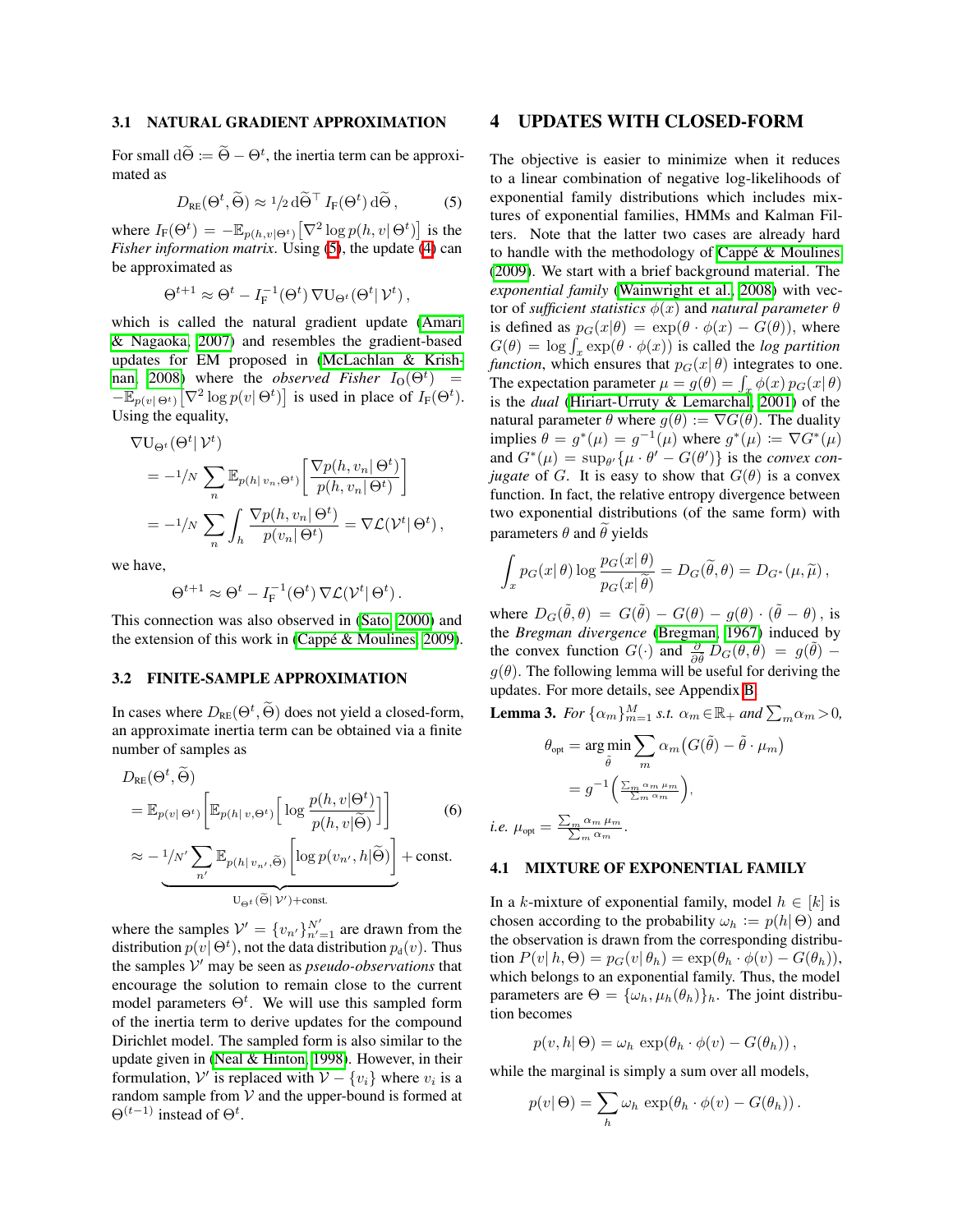### 3.1 NATURAL GRADIENT APPROXIMATION

For small $\mathrm{d}\widetilde{\Theta} := \widetilde{\Theta} - \Theta^t$, the inertia term can be approximated as

$$D_{\text{RE}}(\Theta^t, \widetilde{\Theta}) \approx {}^1\!/\!_2\, \mathrm{d}\widetilde{\Theta}^\top\, I_{\text{F}}(\Theta^t)\, \mathrm{d}\widetilde{\Theta}\,, \tag{5}$$

where $I_{\text{F}}(\Theta^t) = -\mathbb{E}_{p(h,v|\Theta^t)}\big[\nabla^2 \log p(h, v|\, \Theta^t)\big]$ is the *Fisher information matrix*. Using (5), the update (4) can be approximated as

$$\Theta^{t+1} \approx \Theta^t - I_{\text{F}}^{-1}(\Theta^t)\, \nabla \text{U}_{\Theta^t}(\Theta^t|\, \mathcal{V}^t)\,,$$

which is called the natural gradient update (Amari & Nagaoka, 2007) and resembles the gradient-based updates for EM proposed in (McLachlan & Krishnan, 2008) where the *observed Fisher* $I_{\text{O}}(\Theta^t) = -\mathbb{E}_{p(v|\,\Theta^t)}\big[\nabla^2 \log p(v|\, \Theta^t)\big]$ is used in place of $I_{\text{F}}(\Theta^t)$. Using the equality,

$$\begin{aligned}
&\nabla \text{U}_{\Theta^t}(\Theta^t|\, \mathcal{V}^t)\\
&= -{}^1\!/\!_N \sum_n \mathbb{E}_{p(h|\, v_n, \Theta^t)}\Big[\frac{\nabla p(h, v_n|\, \Theta^t)}{p(h, v_n|\, \Theta^t)}\Big]\\
&= -{}^1\!/\!_N \sum_n \int_h \frac{\nabla p(h, v_n|\, \Theta^t)}{p(v_n|\, \Theta^t)} = \nabla \mathcal{L}(\mathcal{V}^t|\, \Theta^t)\,,
\end{aligned}$$

we have,

$$\Theta^{t+1} \approx \Theta^t - I_{\text{F}}^{-1}(\Theta^t)\, \nabla \mathcal{L}(\mathcal{V}^t|\, \Theta^t)\,.$$

This connection was also observed in (Sato, 2000) and the extension of this work in (Cappé & Moulines, 2009).

### 3.2 FINITE-SAMPLE APPROXIMATION

In cases where $D_{\text{RE}}(\Theta^t, \widetilde{\Theta})$ does not yield a closed-form, an approximate inertia term can be obtained via a finite number of samples as

$$\begin{aligned}
&D_{\text{RE}}(\Theta^t, \widetilde{\Theta})\\
&= \mathbb{E}_{p(v|\,\Theta^t)}\Big[\mathbb{E}_{p(h|\, v, \Theta^t)}\Big[\log \frac{p(h, v|\Theta^t)}{p(h, v|\widetilde{\Theta})}\Big]\Big] \\
&\approx \underbrace{-{}^1\!/\!_{N'} \sum_{n'} \mathbb{E}_{p(h|\, v_{n'}, \widetilde{\Theta})}\Big[\log p(v_{n'}, h|\widetilde{\Theta})\Big]}_{\text{U}_{\Theta^t}(\widetilde{\Theta}|\, \mathcal{V}') + \text{const.}} + \text{const.}
\end{aligned} \tag{6}$$

where the samples $\mathcal{V}' = \{v_{n'}\}_{n'=1}^{N'}$ are drawn from the distribution $p(v|\, \Theta^t)$, not the data distribution $p_{\text{d}}(v)$. Thus the samples $\mathcal{V}'$ may be seen as *pseudo-observations* that encourage the solution to remain close to the current model parameters $\Theta^t$. We will use this sampled form of the inertia term to derive updates for the compound Dirichlet model. The sampled form is also similar to the update given in (Neal & Hinton, 1998). However, in their formulation, $\mathcal{V}'$ is replaced with $\mathcal{V} - \{v_i\}$ where $v_i$ is a random sample from $\mathcal{V}$ and the upper-bound is formed at $\Theta^{(t-1)}$ instead of $\Theta^t$.

## 4 UPDATES WITH CLOSED-FORM

The objective is easier to minimize when it reduces to a linear combination of negative log-likelihoods of exponential family distributions which includes mixtures of exponential families, HMMs and Kalman Filters. Note that the latter two cases are already hard to handle with the methodology of Cappé & Moulines (2009). We start with a brief background material. The *exponential family* (Wainwright et al., 2008) with vector of *sufficient statistics* $\phi(x)$ and *natural parameter* $\theta$ is defined as $p_G(x|\theta) = \exp(\theta \cdot \phi(x) - G(\theta))$, where $G(\theta) = \log \int_x \exp(\theta \cdot \phi(x))$ is called the *log partition function*, which ensures that $p_G(x|\, \theta)$ integrates to one. The expectation parameter $\mu = g(\theta) = \int_x \phi(x)\, p_G(x|\, \theta)$ is the *dual* (Hiriart-Urruty & Lemarchal, 2001) of the natural parameter $\theta$ where $g(\theta) := \nabla G(\theta)$. The duality implies $\theta = g^*(\mu) = g^{-1}(\mu)$ where $g^*(\mu) := \nabla G^*(\mu)$ and $G^*(\mu) = \sup_{\theta'}\{\mu \cdot \theta' - G(\theta')\}$ is the *convex conjugate* of $G$. It is easy to show that $G(\theta)$ is a convex function. In fact, the relative entropy divergence between two exponential distributions (of the same form) with parameters $\theta$ and $\widetilde{\theta}$ yields

$$\int_x p_G(x|\, \theta) \log \frac{p_G(x|\, \theta)}{p_G(x|\, \widetilde{\theta})} = D_G(\widetilde{\theta}, \theta) = D_{G^*}(\mu, \widetilde{\mu})\,,$$

where $D_G(\tilde{\theta}, \theta) = G(\tilde{\theta}) - G(\theta) - g(\theta) \cdot (\tilde{\theta} - \theta)$, is the *Bregman divergence* (Bregman, 1967) induced by the convex function $G(\cdot)$ and $\frac{\partial}{\partial \tilde{\theta}} D_G(\theta, \tilde{\theta}) = g(\tilde{\theta}) - g(\theta)$. The following lemma will be useful for deriving the updates. For more details, see Appendix B.

**Lemma 3.** *For $\{\alpha_m\}_{m=1}^M$ s.t. $\alpha_m \in \mathbb{R}_+$ and $\sum_m \alpha_m > 0$,*

$$\begin{aligned}
\theta_{\text{opt}} &= \operatorname*{arg\,min}_{\tilde{\theta}} \sum_m \alpha_m \big(G(\tilde{\theta}) - \tilde{\theta} \cdot \mu_m\big)\\
&= g^{-1}\Big(\tfrac{\sum_m \alpha_m\, \mu_m}{\sum_m \alpha_m}\Big),
\end{aligned}$$

*i.e.* $\mu_{\text{opt}} = \frac{\sum_m \alpha_m\, \mu_m}{\sum_m \alpha_m}$.

### 4.1 MIXTURE OF EXPONENTIAL FAMILY

In a $k$-mixture of exponential family, model $h \in [k]$ is chosen according to the probability $\omega_h := p(h|\, \Theta)$ and the observation is drawn from the corresponding distribution $P(v|\, h, \Theta) = p_G(v|\, \theta_h) = \exp(\theta_h \cdot \phi(v) - G(\theta_h))$, which belongs to an exponential family. Thus, the model parameters are $\Theta = \{\omega_h, \mu_h(\theta_h)\}_h$. The joint distribution becomes

$$p(v, h|\, \Theta) = \omega_h\, \exp(\theta_h \cdot \phi(v) - G(\theta_h))\,,$$

while the marginal is simply a sum over all models,

$$p(v|\, \Theta) = \sum_h \omega_h\, \exp(\theta_h \cdot \phi(v) - G(\theta_h))\,.$$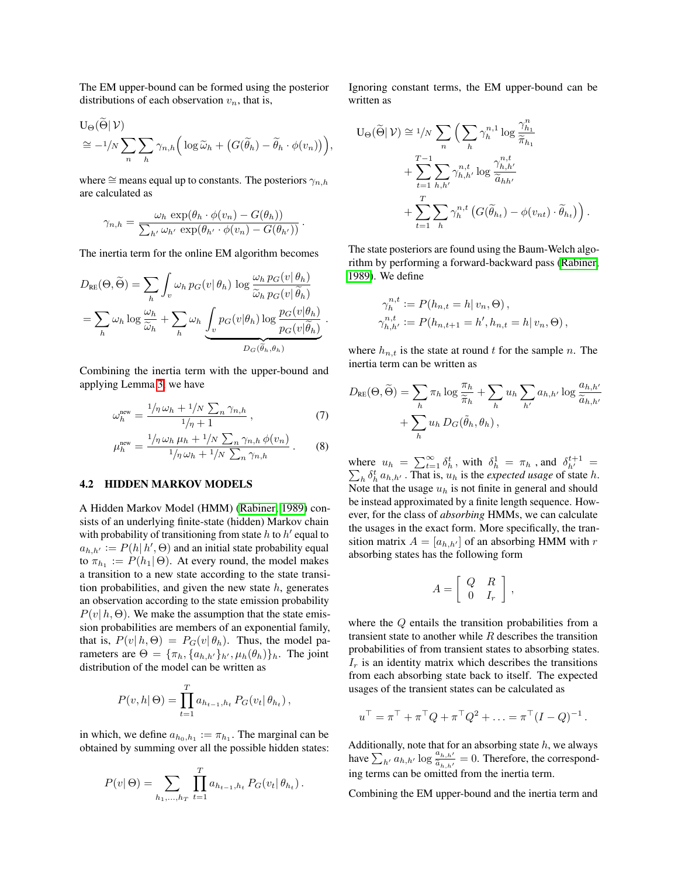The EM upper-bound can be formed using the posterior distributions of each observation $v_n$, that is,

$$
\begin{aligned}
&\mathrm{U}_\Theta(\widetilde{\Theta}|\,\mathcal{V}) \\
&\cong -1/N \sum_n \sum_h \gamma_{n,h}\Big( \log \widetilde{\omega}_h + \big(G(\widetilde{\theta}_h) - \widetilde{\theta}_h \cdot \phi(v_n)\big)\Big),
\end{aligned}
$$

where $\cong$ means equal up to constants. The posteriors $\gamma_{n,h}$ are calculated as

$$
\gamma_{n,h} = \frac{\omega_h \, \exp(\theta_h \cdot \phi(v_n) - G(\theta_h))}{\sum_{h'} \omega_{h'} \, \exp(\theta_{h'} \cdot \phi(v_n) - G(\theta_{h'}))} \,.
$$

The inertia term for the online EM algorithm becomes

$$
\begin{aligned}
D_{\text{RE}}(\Theta, \widetilde{\Theta}) &= \sum_h \int_v \omega_h \, p_G(v|\,\theta_h) \, \log \frac{\omega_h \, p_G(v|\,\theta_h)}{\widetilde{\omega}_h \, p_G(v|\,\widetilde{\theta}_h)} \\
&= \sum_h \omega_h \log \frac{\omega_h}{\widetilde{\omega}_h} + \sum_h \omega_h \underbrace{\int_v p_G(v|\theta_h) \log \frac{p_G(v|\theta_h)}{p_G(v|\widetilde{\theta}_h)}}_{D_G(\widetilde{\theta}_h, \theta_h)} \,.
\end{aligned}
$$

Combining the inertia term with the upper-bound and applying Lemma 3, we have

$$
\omega_h^{\text{new}} = \frac{1/\eta \, \omega_h + 1/N \sum_n \gamma_{n,h}}{1/\eta + 1} \,, \tag{7}
$$

$$
\mu_h^{\text{new}} = \frac{1/\eta \, \omega_h \, \mu_h + 1/N \sum_n \gamma_{n,h} \, \phi(v_n)}{1/\eta \, \omega_h + 1/N \sum_n \gamma_{n,h}} \,. \tag{8}
$$

### 4.2 HIDDEN MARKOV MODELS

A Hidden Markov Model (HMM) (Rabiner, 1989) consists of an underlying finite-state (hidden) Markov chain with probability of transitioning from state $h$ to $h'$ equal to $a_{h,h'} := P(h|\,h', \Theta)$ and an initial state probability equal to $\pi_{h_1} := P(h_1|\,\Theta)$. At every round, the model makes a transition to a new state according to the state transition probabilities, and given the new state $h$, generates an observation according to the state emission probability $P(v|\,h, \Theta)$. We make the assumption that the state emission probabilities are members of an exponential family, that is, $P(v|\,h, \Theta) = P_G(v|\,\theta_h)$. Thus, the model parameters are $\Theta = \{\pi_h, \{a_{h,h'}\}_{h'}, \mu_h(\theta_h)\}_h$. The joint distribution of the model can be written as

$$
P(v, h|\,\Theta) = \prod_{t=1}^{T} a_{h_{t-1}, h_t} \, P_G(v_t|\,\theta_{h_t}) \,,
$$

in which, we define $a_{h_0, h_1} := \pi_{h_1}$. The marginal can be obtained by summing over all the possible hidden states:

$$
P(v|\,\Theta) = \sum_{h_1, \ldots, h_T} \prod_{t=1}^{T} a_{h_{t-1}, h_t} \, P_G(v_t|\,\theta_{h_t}) \,.
$$

Ignoring constant terms, the EM upper-bound can be written as

$$
\begin{aligned}
\mathrm{U}_\Theta(\widetilde{\Theta}|\,\mathcal{V}) \cong 1/N \sum_n \Big( &\sum_h \gamma_h^{n,1} \log \frac{\gamma_{h_1}^n}{\widetilde{\pi}_{h_1}} \\
&+ \sum_{t=1}^{T-1} \sum_{h,h'} \gamma_{h,h'}^{n,t} \log \frac{\gamma_{h,h'}^{n,t}}{\widetilde{a}_{hh'}} \\
&+ \sum_{t=1}^{T} \sum_h \gamma_h^{n,t} \left( G(\widetilde{\theta}_{h_t}) - \phi(v_{nt}) \cdot \widetilde{\theta}_{h_t} \right) \Big) \,.
\end{aligned}
$$

The state posteriors are found using the Baum-Welch algorithm by performing a forward-backward pass (Rabiner, 1989). We define

$$
\begin{aligned}
\gamma_h^{n,t} &:= P(h_{n,t} = h|\, v_n, \Theta) \,, \\
\gamma_{h,h'}^{n,t} &:= P(h_{n,t+1} = h', h_{n,t} = h|\, v_n, \Theta) \,,
\end{aligned}
$$

where $h_{n,t}$ is the state at round $t$ for the sample $n$. The inertia term can be written as

$$
\begin{aligned}
D_{\text{RE}}(\Theta, \widetilde{\Theta}) = &\sum_h \pi_h \log \frac{\pi_h}{\widetilde{\pi}_h} + \sum_h u_h \sum_{h'} a_{h,h'} \log \frac{a_{h,h'}}{\widetilde{a}_{h,h'}} \\
&+ \sum_h u_h \, D_G(\tilde{\theta}_h, \theta_h) \,,
\end{aligned}
$$

where $u_h = \sum_{t=1}^{\infty} \delta_h^t$, with $\delta_h^1 = \pi_h$, and $\delta_{h'}^{t+1} = \sum_h \delta_h^t \, a_{h,h'}$. That is, $u_h$ is the *expected usage* of state $h$. Note that the usage $u_h$ is not finite in general and should be instead approximated by a finite length sequence. However, for the class of *absorbing* HMMs, we can calculate the usages in the exact form. More specifically, the transition matrix $A = [a_{h,h'}]$ of an absorbing HMM with $r$ absorbing states has the following form

$$
A = \left[ \begin{array}{cc} Q & R \\ 0 & I_r \end{array} \right] ,
$$

where the $Q$ entails the transition probabilities from a transient state to another while $R$ describes the transition probabilities of from transient states to absorbing states. $I_r$ is an identity matrix which describes the transitions from each absorbing state back to itself. The expected usages of the transient states can be calculated as

$$
u^\top = \pi^\top + \pi^\top Q + \pi^\top Q^2 + \ldots = \pi^\top (I - Q)^{-1} \,.
$$

Additionally, note that for an absorbing state $h$, we always have $\sum_{h'} a_{h,h'} \log \frac{a_{h,h'}}{\widetilde{a}_{h,h'}} = 0$. Therefore, the corresponding terms can be omitted from the inertia term.

Combining the EM upper-bound and the inertia term and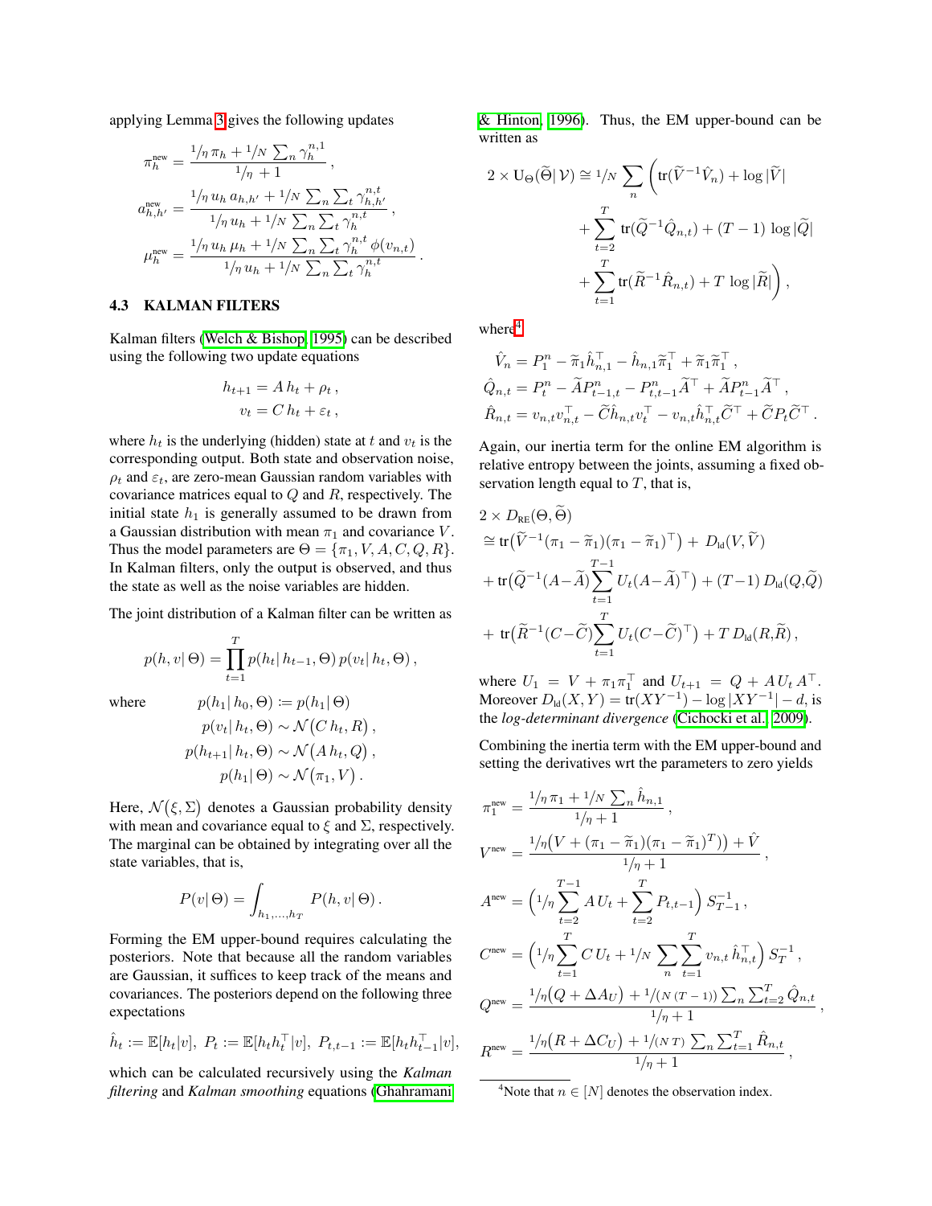applying Lemma 3 gives the following updates

$$\pi_h^{\text{new}} = \frac{1/\eta\, \pi_h + 1/N \sum_n \gamma_h^{n,1}}{1/\eta + 1},$$

$$a_{h,h'}^{\text{new}} = \frac{1/\eta\, u_h\, a_{h,h'} + 1/N \sum_n \sum_t \gamma_{h,h'}^{n,t}}{1/\eta\, u_h + 1/N \sum_n \sum_t \gamma_h^{n,t}},$$

$$\mu_h^{\text{new}} = \frac{1/\eta\, u_h\, \mu_h + 1/N \sum_n \sum_t \gamma_h^{n,t}\, \phi(v_{n,t})}{1/\eta\, u_h + 1/N \sum_n \sum_t \gamma_h^{n,t}}.$$

### 4.3 KALMAN FILTERS

Kalman filters (Welch & Bishop, 1995) can be described using the following two update equations

$$h_{t+1} = A\, h_t + \rho_t\,,$$
$$v_t = C\, h_t + \varepsilon_t\,,$$

where $h_t$ is the underlying (hidden) state at $t$ and $v_t$ is the corresponding output. Both state and observation noise, $\rho_t$ and $\varepsilon_t$, are zero-mean Gaussian random variables with covariance matrices equal to $Q$ and $R$, respectively. The initial state $h_1$ is generally assumed to be drawn from a Gaussian distribution with mean $\pi_1$ and covariance $V$. Thus the model parameters are $\Theta = \{\pi_1, V, A, C, Q, R\}$. In Kalman filters, only the output is observed, and thus the state as well as the noise variables are hidden.

The joint distribution of a Kalman filter can be written as

$$p(h, v|\, \Theta) = \prod_{t=1}^{T} p(h_t|\, h_{t-1}, \Theta)\, p(v_t|\, h_t, \Theta)\,,$$

where

$$p(h_1|\, h_0, \Theta) := p(h_1|\, \Theta)$$
$$p(v_t|\, h_t, \Theta) \sim \mathcal{N}\big(C\, h_t, R\big)\,,$$
$$p(h_{t+1}|\, h_t, \Theta) \sim \mathcal{N}\big(A\, h_t, Q\big)\,,$$
$$p(h_1|\, \Theta) \sim \mathcal{N}\big(\pi_1, V\big)\,.$$

Here, $\mathcal{N}\big(\xi, \Sigma\big)$ denotes a Gaussian probability density with mean and covariance equal to $\xi$ and $\Sigma$, respectively. The marginal can be obtained by integrating over all the state variables, that is,

$$P(v|\, \Theta) = \int_{h_1,\ldots,h_T} P(h, v|\, \Theta)\,.$$

Forming the EM upper-bound requires calculating the posteriors. Note that because all the random variables are Gaussian, it suffices to keep track of the means and covariances. The posteriors depend on the following three expectations

$$\hat{h}_t := \mathbb{E}[h_t|v],\; P_t := \mathbb{E}[h_t h_t^\top|v],\; P_{t,t-1} := \mathbb{E}[h_t h_{t-1}^\top|v],$$

which can be calculated recursively using the *Kalman filtering* and *Kalman smoothing* equations (Ghahramani & Hinton, 1996). Thus, the EM upper-bound can be written as

$$\begin{aligned}
2 \times \mathrm{U}_\Theta(\widetilde{\Theta}|\, \mathcal{V}) \cong 1/N \sum_n \bigg( &\mathrm{tr}(\widetilde{V}^{-1}\hat{V}_n) + \log|\widetilde{V}| \\
&+ \sum_{t=2}^{T} \mathrm{tr}(\widetilde{Q}^{-1}\hat{Q}_{n,t}) + (T-1)\, \log|\widetilde{Q}| \\
&+ \sum_{t=1}^{T} \mathrm{tr}(\widetilde{R}^{-1}\hat{R}_{n,t}) + T\, \log|\widetilde{R}| \bigg)\,,
\end{aligned}$$

where[4]

$$\hat{V}_n = P_1^n - \widetilde{\pi}_1 \hat{h}_{n,1}^\top - \hat{h}_{n,1}\widetilde{\pi}_1^\top + \widetilde{\pi}_1\widetilde{\pi}_1^\top\,,$$
$$\hat{Q}_{n,t} = P_t^n - \widetilde{A}P_{t-1,t}^n - P_{t,t-1}^n\widetilde{A}^\top + \widetilde{A}P_{t-1}^n\widetilde{A}^\top\,,$$
$$\hat{R}_{n,t} = v_{n,t}v_{n,t}^\top - \widetilde{C}\hat{h}_{n,t}v_t^\top - v_{n,t}\hat{h}_{n,t}^\top\widetilde{C}^\top + \widetilde{C}P_t\widetilde{C}^\top\,.$$

Again, our inertia term for the online EM algorithm is relative entropy between the joints, assuming a fixed observation length equal to $T$, that is,

$$\begin{aligned}
&2 \times D_{\text{RE}}(\Theta, \widetilde{\Theta}) \\
&\cong \mathrm{tr}\big(\widetilde{V}^{-1}(\pi_1 - \widetilde{\pi}_1)(\pi_1 - \widetilde{\pi}_1)^\top\big) + D_{\text{ld}}(V, \widetilde{V}) \\
&+ \mathrm{tr}\big(\widetilde{Q}^{-1}(A - \widetilde{A})\sum_{t=1}^{T-1} U_t (A - \widetilde{A})^\top\big) + (T-1)\, D_{\text{ld}}(Q, \widetilde{Q}) \\
&+ \mathrm{tr}\big(\widetilde{R}^{-1}(C - \widetilde{C})\sum_{t=1}^{T} U_t (C - \widetilde{C})^\top\big) + T\, D_{\text{ld}}(R, \widetilde{R})\,,
\end{aligned}$$

where $U_1 = V + \pi_1\pi_1^\top$ and $U_{t+1} = Q + A\, U_t\, A^\top$. Moreover $D_{\text{ld}}(X, Y) = \mathrm{tr}(XY^{-1}) - \log|XY^{-1}| - d$, is the *log-determinant divergence* (Cichocki et al., 2009).

Combining the inertia term with the EM upper-bound and setting the derivatives wrt the parameters to zero yields

$$\pi_1^{\text{new}} = \frac{1/\eta\, \pi_1 + 1/N \sum_n \hat{h}_{n,1}}{1/\eta + 1}\,,$$

$$V^{\text{new}} = \frac{1/\eta\big(V + (\pi_1 - \widetilde{\pi}_1)(\pi_1 - \widetilde{\pi}_1)^T)\big) + \hat{V}}{1/\eta + 1}\,,$$

$$A^{\text{new}} = \Big(1/\eta \sum_{t=2}^{T-1} A\, U_t + \sum_{t=2}^{T} P_{t,t-1}\Big)\, S_{T-1}^{-1}\,,$$

$$C^{\text{new}} = \Big(1/\eta \sum_{t=1}^{T} C\, U_t + 1/N \sum_n \sum_{t=1}^{T} v_{n,t}\, \hat{h}_{n,t}^\top\Big)\, S_T^{-1}\,,$$

$$Q^{\text{new}} = \frac{1/\eta\big(Q + \Delta A_U\big) + 1/(N\,(T-1)) \sum_n \sum_{t=2}^{T} \hat{Q}_{n,t}}{1/\eta + 1}\,,$$

$$R^{\text{new}} = \frac{1/\eta\big(R + \Delta C_U\big) + 1/(N\,T) \sum_n \sum_{t=1}^{T} \hat{R}_{n,t}}{1/\eta + 1}\,,$$

[4] Note that $n \in [N]$ denotes the observation index.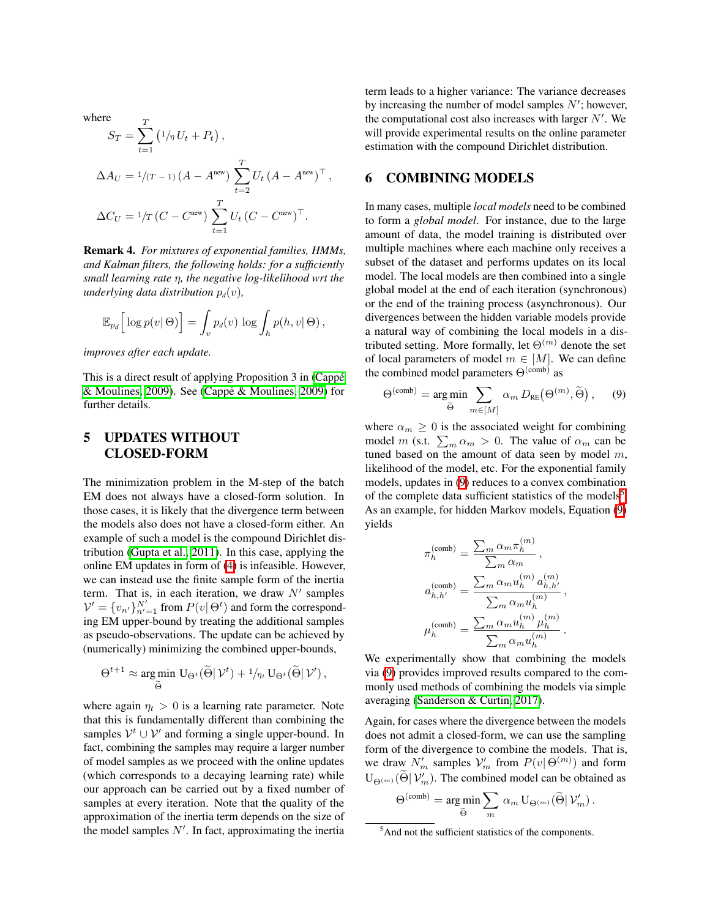where

$$S_T = \sum_{t=1}^{T} \left( {}^1\!/\!_\eta \, U_t + P_t \right),$$

$$\Delta A_U = {}^1\!/\!_{(T-1)} \, (A - A^{\text{new}}) \sum_{t=2}^{T} U_t \, (A - A^{\text{new}})^\top,$$

$$\Delta C_U = {}^1\!/\!_T \, (C - C^{\text{new}}) \sum_{t=1}^{T} U_t \, (C - C^{\text{new}})^\top.$$

**Remark 4.** *For mixtures of exponential families, HMMs, and Kalman filters, the following holds: for a sufficiently small learning rate $\eta$, the negative log-likelihood wrt the underlying data distribution $p_d(v)$,*

$$\mathbb{E}_{p_d}\Big[\log p(v|\,\Theta)\Big] = \int_v p_d(v) \, \log \int_h p(h, v|\,\Theta)\,,$$

*improves after each update.*

This is a direct result of applying Proposition 3 in (Cappé & Moulines, 2009). See (Cappé & Moulines, 2009) for further details.

# 5 UPDATES WITHOUT CLOSED-FORM

The minimization problem in the M-step of the batch EM does not always have a closed-form solution. In those cases, it is likely that the divergence term between the models also does not have a closed-form either. An example of such a model is the compound Dirichlet distribution (Gupta et al., 2011). In this case, applying the online EM updates in form of (4) is infeasible. However, we can instead use the finite sample form of the inertia term. That is, in each iteration, we draw $N'$ samples $\mathcal{V}' = \{v_{n'}\}_{n'=1}^{N'}$ from $P(v|\,\Theta^t)$ and form the corresponding EM upper-bound by treating the additional samples as pseudo-observations. The update can be achieved by (numerically) minimizing the combined upper-bounds,

$$\Theta^{t+1} \approx \underset{\widetilde{\Theta}}{\arg\min}\; \mathrm{U}_{\Theta^t}(\widetilde{\Theta}|\,\mathcal{V}^t) + {}^1\!/\!_{\eta_t}\, \mathrm{U}_{\Theta^t}(\widetilde{\Theta}|\,\mathcal{V}')\,,$$

where again $\eta_t > 0$ is a learning rate parameter. Note that this is fundamentally different than combining the samples $\mathcal{V}^t \cup \mathcal{V}'$ and forming a single upper-bound. In fact, combining the samples may require a larger number of model samples as we proceed with the online updates (which corresponds to a decaying learning rate) while our approach can be carried out by a fixed number of samples at every iteration. Note that the quality of the approximation of the inertia term depends on the size of the model samples $N'$. In fact, approximating the inertia term leads to a higher variance: The variance decreases by increasing the number of model samples $N'$; however, the computational cost also increases with larger $N'$. We will provide experimental results on the online parameter estimation with the compound Dirichlet distribution.

# 6 COMBINING MODELS

In many cases, multiple *local models* need to be combined to form a *global model*. For instance, due to the large amount of data, the model training is distributed over multiple machines where each machine only receives a subset of the dataset and performs updates on its local model. The local models are then combined into a single global model at the end of each iteration (synchronous) or the end of the training process (asynchronous). Our divergences between the hidden variable models provide a natural way of combining the local models in a distributed setting. More formally, let $\Theta^{(m)}$ denote the set of local parameters of model $m \in [M]$. We can define the combined model parameters $\Theta^{(\text{comb})}$ as

$$\Theta^{(\text{comb})} = \underset{\widetilde{\Theta}}{\arg\min} \sum_{m\in[M]} \alpha_m \, D_{\text{RE}}\big(\Theta^{(m)}, \widetilde{\Theta}\big)\,, \qquad (9)$$

where $\alpha_m \geq 0$ is the associated weight for combining model $m$ (s.t. $\sum_m \alpha_m > 0$. The value of $\alpha_m$ can be tuned based on the amount of data seen by model $m$, likelihood of the model, etc. For the exponential family models, updates in (9) reduces to a convex combination of the complete data sufficient statistics of the models[5]. As an example, for hidden Markov models, Equation (9) yields

$$\pi_h^{(\text{comb})} = \frac{\sum_m \alpha_m \pi_h^{(m)}}{\sum_m \alpha_m}\,,$$

$$a_{h,h'}^{(\text{comb})} = \frac{\sum_m \alpha_m u_h^{(m)}\, a_{h,h'}^{(m)}}{\sum_m \alpha_m u_h^{(m)}}\,,$$

$$\mu_h^{(\text{comb})} = \frac{\sum_m \alpha_m u_h^{(m)}\, \mu_h^{(m)}}{\sum_m \alpha_m u_h^{(m)}}\,.$$

We experimentally show that combining the models via (9) provides improved results compared to the commonly used methods of combining the models via simple averaging (Sanderson & Curtin, 2017).

Again, for cases where the divergence between the models does not admit a closed-form, we can use the sampling form of the divergence to combine the models. That is, we draw $N'_m$ samples $\mathcal{V}'_m$ from $P(v|\,\Theta^{(m)})$ and form $\mathrm{U}_{\Theta^{(m)}}(\widetilde{\Theta}|\,\mathcal{V}'_m)$. The combined model can be obtained as

$$\Theta^{(\text{comb})} = \underset{\widetilde{\Theta}}{\arg\min} \sum_m \alpha_m \, \mathrm{U}_{\Theta^{(m)}}(\widetilde{\Theta}|\,\mathcal{V}'_m)\,.$$

[5] And not the sufficient statistics of the components.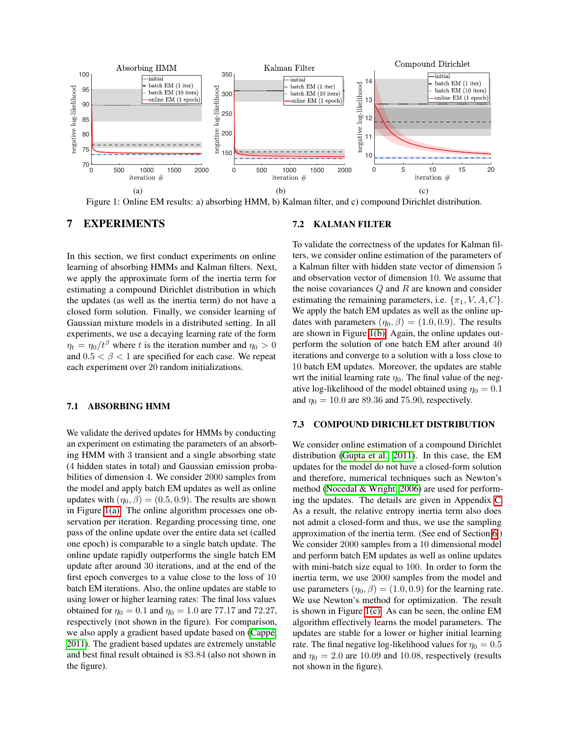Figure 1: Online EM results: a) absorbing HMM, b) Kalman filter, and c) compound Dirichlet distribution.

## 7 EXPERIMENTS

In this section, we first conduct experiments on online learning of absorbing HMMs and Kalman filters. Next, we apply the approximate form of the inertia term for estimating a compound Dirichlet distribution in which the updates (as well as the inertia term) do not have a closed form solution. Finally, we consider learning of Gaussian mixture models in a distributed setting. In all experiments, we use a decaying learning rate of the form $\eta_t = \eta_0/t^\beta$ where $t$ is the iteration number and $\eta_0 > 0$ and $0.5 < \beta < 1$ are specified for each case. We repeat each experiment over 20 random initializations.

### 7.1 ABSORBING HMM

We validate the derived updates for HMMs by conducting an experiment on estimating the parameters of an absorbing HMM with 3 transient and a single absorbing state (4 hidden states in total) and Gaussian emission probabilities of dimension 4. We consider 2000 samples from the model and apply batch EM updates as well as online updates with $(\eta_0, \beta) = (0.5, 0.9)$. The results are shown in Figure 1(a). The online algorithm processes one observation per iteration. Regarding processing time, one pass of the online update over the entire data set (called one epoch) is comparable to a single batch update. The online update rapidly outperforms the single batch EM update after around 30 iterations, and at the end of the first epoch converges to a value close to the loss of 10 batch EM iterations. Also, the online updates are stable to using lower or higher learning rates: The final loss values obtained for $\eta_0 = 0.1$ and $\eta_0 = 1.0$ are 77.17 and 72.27, respectively (not shown in the figure). For comparison, we also apply a gradient based update based on (Cappé, 2011). The gradient based updates are extremely unstable and best final result obtained is 83.84 (also not shown in the figure).

### 7.2 KALMAN FILTER

To validate the correctness of the updates for Kalman filters, we consider online estimation of the parameters of a Kalman filter with hidden state vector of dimension 5 and observation vector of dimension 10. We assume that the noise covariances $Q$ and $R$ are known and consider estimating the remaining parameters, i.e. $\{\pi_1, V, A, C\}$. We apply the batch EM updates as well as the online updates with parameters $(\eta_0, \beta) = (1.0, 0.9)$. The results are shown in Figure 1(b). Again, the online updates outperform the solution of one batch EM after around 40 iterations and converge to a solution with a loss close to 10 batch EM updates. Moreover, the updates are stable wrt the initial learning rate $\eta_0$. The final value of the negative log-likelihood of the model obtained using $\eta_0 = 0.1$ and $\eta_0 = 10.0$ are 89.36 and 75.90, respectively.

### 7.3 COMPOUND DIRICHLET DISTRIBUTION

We consider online estimation of a compound Dirichlet distribution (Gupta et al., 2011). In this case, the EM updates for the model do not have a closed-form solution and therefore, numerical techniques such as Newton's method (Nocedal & Wright, 2006) are used for performing the updates. The details are given in Appendix C. As a result, the relative entropy inertia term also does not admit a closed-form and thus, we use the sampling approximation of the inertia term. (See end of Section 6.) We consider 2000 samples from a 10 dimensional model and perform batch EM updates as well as online updates with mini-batch size equal to 100. In order to form the inertia term, we use 2000 samples from the model and use parameters $(\eta_0, \beta) = (1.0, 0.9)$ for the learning rate. We use Newton's method for optimization. The result is shown in Figure 1(c). As can be seen, the online EM algorithm effectively learns the model parameters. The updates are stable for a lower or higher initial learning rate. The final negative log-likelihood values for $\eta_0 = 0.5$ and $\eta_0 = 2.0$ are 10.09 and 10.08, respectively (results not shown in the figure).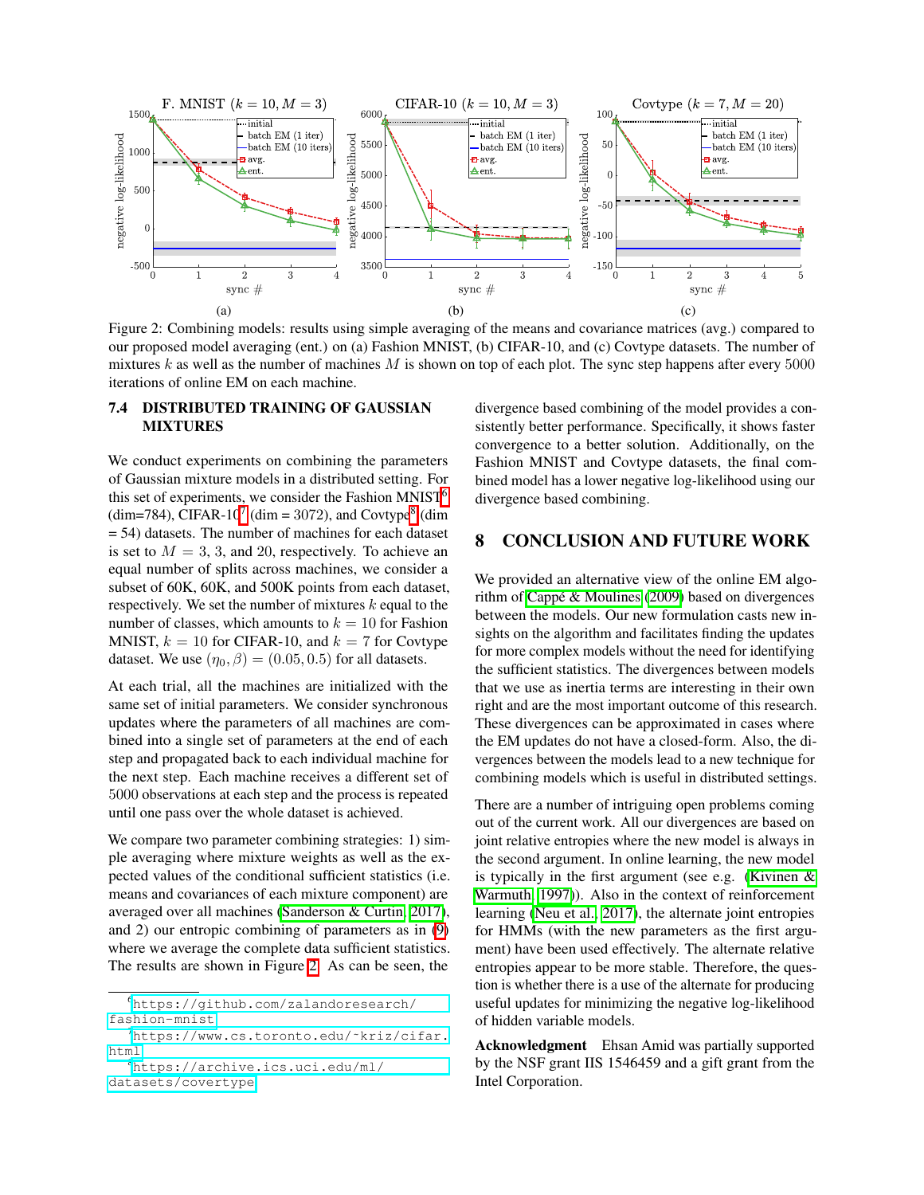Figure 2: Combining models: results using simple averaging of the means and covariance matrices (avg.) compared to our proposed model averaging (ent.) on (a) Fashion MNIST, (b) CIFAR-10, and (c) Covtype datasets. The number of mixtures $k$ as well as the number of machines $M$ is shown on top of each plot. The sync step happens after every 5000 iterations of online EM on each machine.

### 7.4 DISTRIBUTED TRAINING OF GAUSSIAN MIXTURES

We conduct experiments on combining the parameters of Gaussian mixture models in a distributed setting. For this set of experiments, we consider the Fashion MNIST[6] (dim=784), CIFAR-10[7] (dim = 3072), and Covtype[8] (dim = 54) datasets. The number of machines for each dataset is set to $M = 3$, 3, and 20, respectively. To achieve an equal number of splits across machines, we consider a subset of 60K, 60K, and 500K points from each dataset, respectively. We set the number of mixtures $k$ equal to the number of classes, which amounts to $k = 10$ for Fashion MNIST, $k = 10$ for CIFAR-10, and $k = 7$ for Covtype dataset. We use $(\eta_0, \beta) = (0.05, 0.5)$ for all datasets.

At each trial, all the machines are initialized with the same set of initial parameters. We consider synchronous updates where the parameters of all machines are combined into a single set of parameters at the end of each step and propagated back to each individual machine for the next step. Each machine receives a different set of 5000 observations at each step and the process is repeated until one pass over the whole dataset is achieved.

We compare two parameter combining strategies: 1) simple averaging where mixture weights as well as the expected values of the conditional sufficient statistics (i.e. means and covariances of each mixture component) are averaged over all machines (Sanderson & Curtin, 2017), and 2) our entropic combining of parameters as in (9) where we average the complete data sufficient statistics. The results are shown in Figure 2. As can be seen, the divergence based combining of the model provides a consistently better performance. Specifically, it shows faster convergence to a better solution. Additionally, on the Fashion MNIST and Covtype datasets, the final combined model has a lower negative log-likelihood using our divergence based combining.

## 8 CONCLUSION AND FUTURE WORK

We provided an alternative view of the online EM algorithm of Cappé & Moulines (2009) based on divergences between the models. Our new formulation casts new insights on the algorithm and facilitates finding the updates for more complex models without the need for identifying the sufficient statistics. The divergences between models that we use as inertia terms are interesting in their own right and are the most important outcome of this research. These divergences can be approximated in cases where the EM updates do not have a closed-form. Also, the divergences between the models lead to a new technique for combining models which is useful in distributed settings.

There are a number of intriguing open problems coming out of the current work. All our divergences are based on joint relative entropies where the new model is always in the second argument. In online learning, the new model is typically in the first argument (see e.g. (Kivinen & Warmuth, 1997)). Also in the context of reinforcement learning (Neu et al., 2017), the alternate joint entropies for HMMs (with the new parameters as the first argument) have been used effectively. The alternate relative entropies appear to be more stable. Therefore, the question is whether there is a use of the alternate for producing useful updates for minimizing the negative log-likelihood of hidden variable models.

**Acknowledgment** Ehsan Amid was partially supported by the NSF grant IIS 1546459 and a gift grant from the Intel Corporation.

---

[6] https://github.com/zalandoresearch/fashion-mnist

[7] https://www.cs.toronto.edu/~kriz/cifar.html

[8] https://archive.ics.uci.edu/ml/datasets/covertype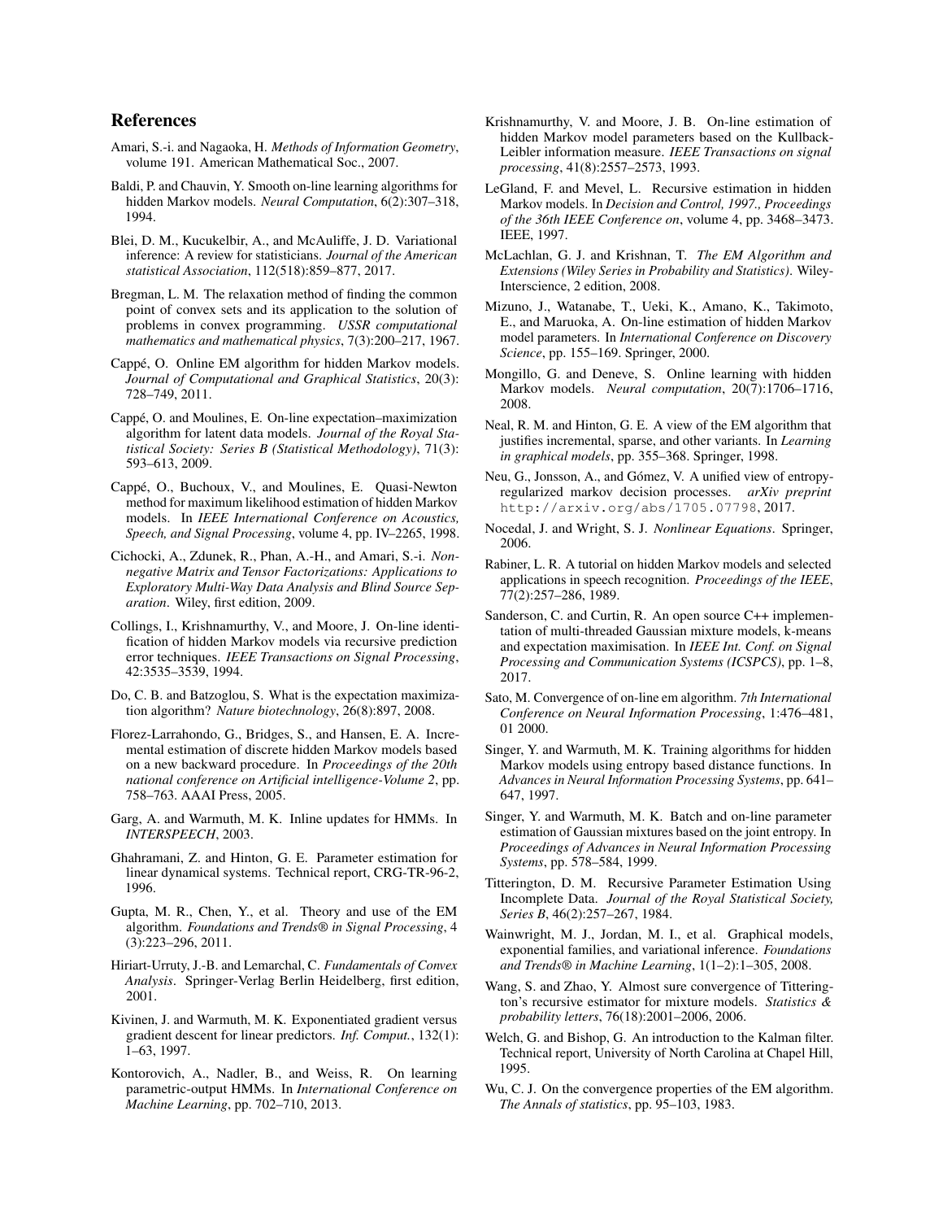## References

Amari, S.-i. and Nagaoka, H. *Methods of Information Geometry*, volume 191. American Mathematical Soc., 2007.

Baldi, P. and Chauvin, Y. Smooth on-line learning algorithms for hidden Markov models. *Neural Computation*, 6(2):307–318, 1994.

Blei, D. M., Kucukelbir, A., and McAuliffe, J. D. Variational inference: A review for statisticians. *Journal of the American statistical Association*, 112(518):859–877, 2017.

Bregman, L. M. The relaxation method of finding the common point of convex sets and its application to the solution of problems in convex programming. *USSR computational mathematics and mathematical physics*, 7(3):200–217, 1967.

Cappé, O. Online EM algorithm for hidden Markov models. *Journal of Computational and Graphical Statistics*, 20(3): 728–749, 2011.

Cappé, O. and Moulines, E. On-line expectation–maximization algorithm for latent data models. *Journal of the Royal Statistical Society: Series B (Statistical Methodology)*, 71(3): 593–613, 2009.

Cappé, O., Buchoux, V., and Moulines, E. Quasi-Newton method for maximum likelihood estimation of hidden Markov models. In *IEEE International Conference on Acoustics, Speech, and Signal Processing*, volume 4, pp. IV–2265, 1998.

Cichocki, A., Zdunek, R., Phan, A.-H., and Amari, S.-i. *Nonnegative Matrix and Tensor Factorizations: Applications to Exploratory Multi-Way Data Analysis and Blind Source Separation*. Wiley, first edition, 2009.

Collings, I., Krishnamurthy, V., and Moore, J. On-line identification of hidden Markov models via recursive prediction error techniques. *IEEE Transactions on Signal Processing*, 42:3535–3539, 1994.

Do, C. B. and Batzoglou, S. What is the expectation maximization algorithm? *Nature biotechnology*, 26(8):897, 2008.

Florez-Larrahondo, G., Bridges, S., and Hansen, E. A. Incremental estimation of discrete hidden Markov models based on a new backward procedure. In *Proceedings of the 20th national conference on Artificial intelligence-Volume 2*, pp. 758–763. AAAI Press, 2005.

Garg, A. and Warmuth, M. K. Inline updates for HMMs. In *INTERSPEECH*, 2003.

Ghahramani, Z. and Hinton, G. E. Parameter estimation for linear dynamical systems. Technical report, CRG-TR-96-2, 1996.

Gupta, M. R., Chen, Y., et al. Theory and use of the EM algorithm. *Foundations and Trends® in Signal Processing*, 4 (3):223–296, 2011.

Hiriart-Urruty, J.-B. and Lemarchal, C. *Fundamentals of Convex Analysis*. Springer-Verlag Berlin Heidelberg, first edition, 2001.

Kivinen, J. and Warmuth, M. K. Exponentiated gradient versus gradient descent for linear predictors. *Inf. Comput.*, 132(1): 1–63, 1997.

Kontorovich, A., Nadler, B., and Weiss, R. On learning parametric-output HMMs. In *International Conference on Machine Learning*, pp. 702–710, 2013.

Krishnamurthy, V. and Moore, J. B. On-line estimation of hidden Markov model parameters based on the Kullback-Leibler information measure. *IEEE Transactions on signal processing*, 41(8):2557–2573, 1993.

LeGland, F. and Mevel, L. Recursive estimation in hidden Markov models. In *Decision and Control, 1997., Proceedings of the 36th IEEE Conference on*, volume 4, pp. 3468–3473. IEEE, 1997.

McLachlan, G. J. and Krishnan, T. *The EM Algorithm and Extensions (Wiley Series in Probability and Statistics)*. Wiley-Interscience, 2 edition, 2008.

Mizuno, J., Watanabe, T., Ueki, K., Amano, K., Takimoto, E., and Maruoka, A. On-line estimation of hidden Markov model parameters. In *International Conference on Discovery Science*, pp. 155–169. Springer, 2000.

Mongillo, G. and Deneve, S. Online learning with hidden Markov models. *Neural computation*, 20(7):1706–1716, 2008.

Neal, R. M. and Hinton, G. E. A view of the EM algorithm that justifies incremental, sparse, and other variants. In *Learning in graphical models*, pp. 355–368. Springer, 1998.

Neu, G., Jonsson, A., and Gómez, V. A unified view of entropy-regularized markov decision processes. *arXiv preprint* `http://arxiv.org/abs/1705.07798`, 2017.

Nocedal, J. and Wright, S. J. *Nonlinear Equations*. Springer, 2006.

Rabiner, L. R. A tutorial on hidden Markov models and selected applications in speech recognition. *Proceedings of the IEEE*, 77(2):257–286, 1989.

Sanderson, C. and Curtin, R. An open source C++ implementation of multi-threaded Gaussian mixture models, k-means and expectation maximisation. In *IEEE Int. Conf. on Signal Processing and Communication Systems (ICSPCS)*, pp. 1–8, 2017.

Sato, M. Convergence of on-line em algorithm. *7th International Conference on Neural Information Processing*, 1:476–481, 01 2000.

Singer, Y. and Warmuth, M. K. Training algorithms for hidden Markov models using entropy based distance functions. In *Advances in Neural Information Processing Systems*, pp. 641–647, 1997.

Singer, Y. and Warmuth, M. K. Batch and on-line parameter estimation of Gaussian mixtures based on the joint entropy. In *Proceedings of Advances in Neural Information Processing Systems*, pp. 578–584, 1999.

Titterington, D. M. Recursive Parameter Estimation Using Incomplete Data. *Journal of the Royal Statistical Society, Series B*, 46(2):257–267, 1984.

Wainwright, M. J., Jordan, M. I., et al. Graphical models, exponential families, and variational inference. *Foundations and Trends® in Machine Learning*, 1(1–2):1–305, 2008.

Wang, S. and Zhao, Y. Almost sure convergence of Titterington's recursive estimator for mixture models. *Statistics & probability letters*, 76(18):2001–2006, 2006.

Welch, G. and Bishop, G. An introduction to the Kalman filter. Technical report, University of North Carolina at Chapel Hill, 1995.

Wu, C. J. On the convergence properties of the EM algorithm. *The Annals of statistics*, pp. 95–103, 1983.